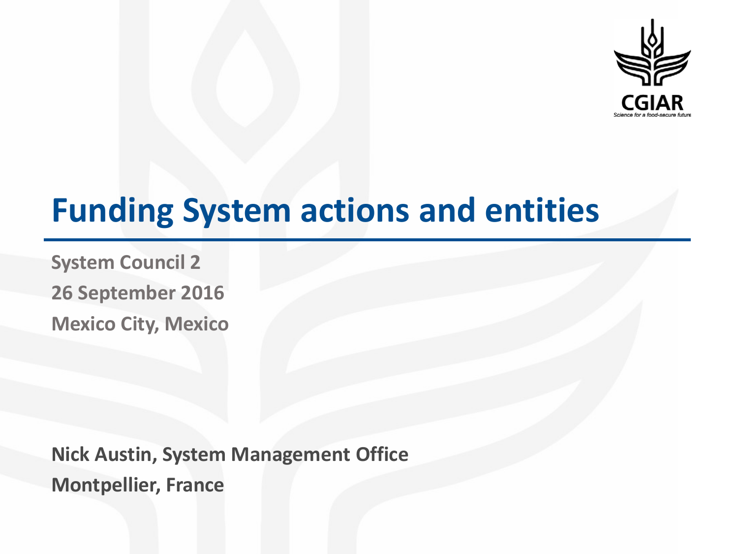# Funding System actions and entities

**System Council 2**

**26 September 2016**

**Mexico City, Mexico**

**Nick Austin, System Management Office**

**Montpellier, France**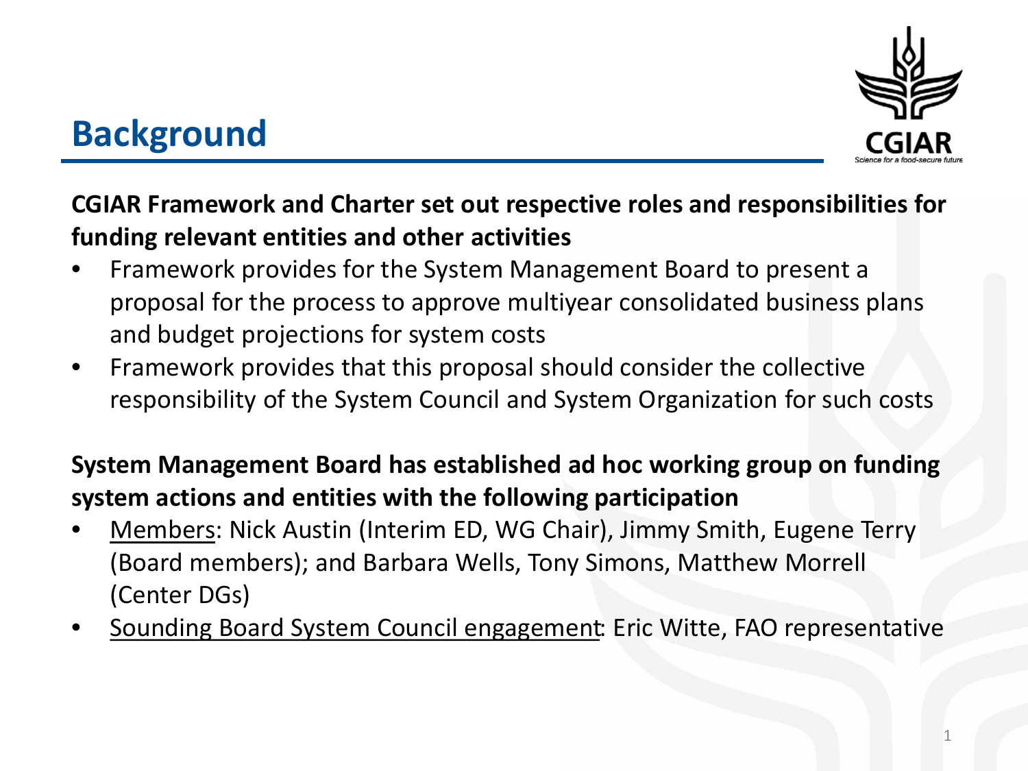# Background

**CGIAR Framework and Charter set out respective roles and responsibilities for funding relevant entities and other activities**

- Framework provides for the System Management Board to present a proposal for the process to approve multiyear consolidated business plans and budget projections for system costs
- Framework provides that this proposal should consider the collective responsibility of the System Council and System Organization for such costs

**System Management Board has established ad hoc working group on funding system actions and entities with the following participation**

- Members: Nick Austin (Interim ED, WG Chair), Jimmy Smith, Eugene Terry (Board members); and Barbara Wells, Tony Simons, Matthew Morrell (Center DGs)
- Sounding Board System Council engagement: Eric Witte, FAO representative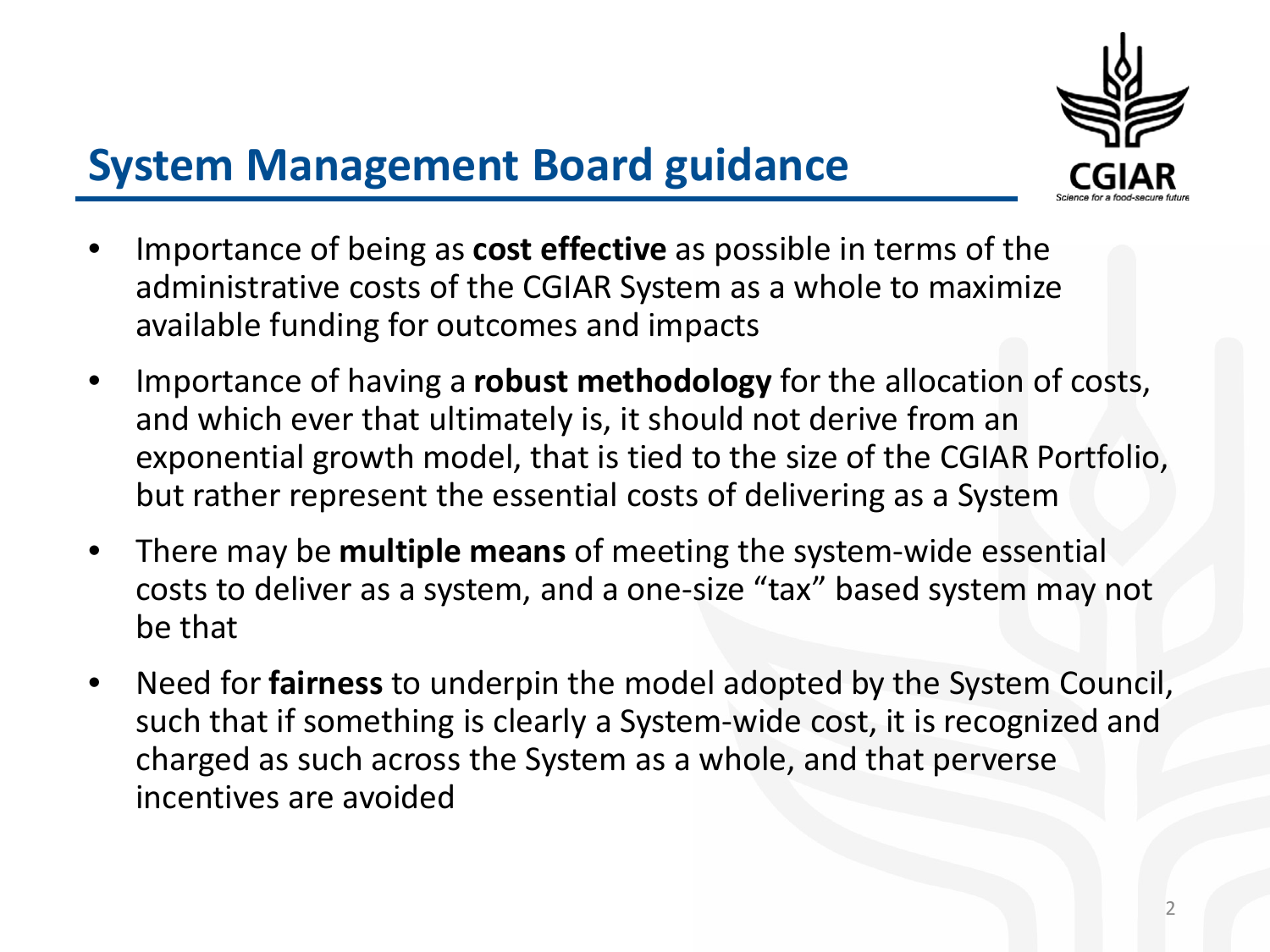## System Management Board guidance

- Importance of being as **cost effective** as possible in terms of the administrative costs of the CGIAR System as a whole to maximize available funding for outcomes and impacts
- Importance of having a **robust methodology** for the allocation of costs, and which ever that ultimately is, it should not derive from an exponential growth model, that is tied to the size of the CGIAR Portfolio, but rather represent the essential costs of delivering as a System
- There may be **multiple means** of meeting the system-wide essential costs to deliver as a system, and a one-size "tax" based system may not be that
- Need for **fairness** to underpin the model adopted by the System Council, such that if something is clearly a System-wide cost, it is recognized and charged as such across the System as a whole, and that perverse incentives are avoided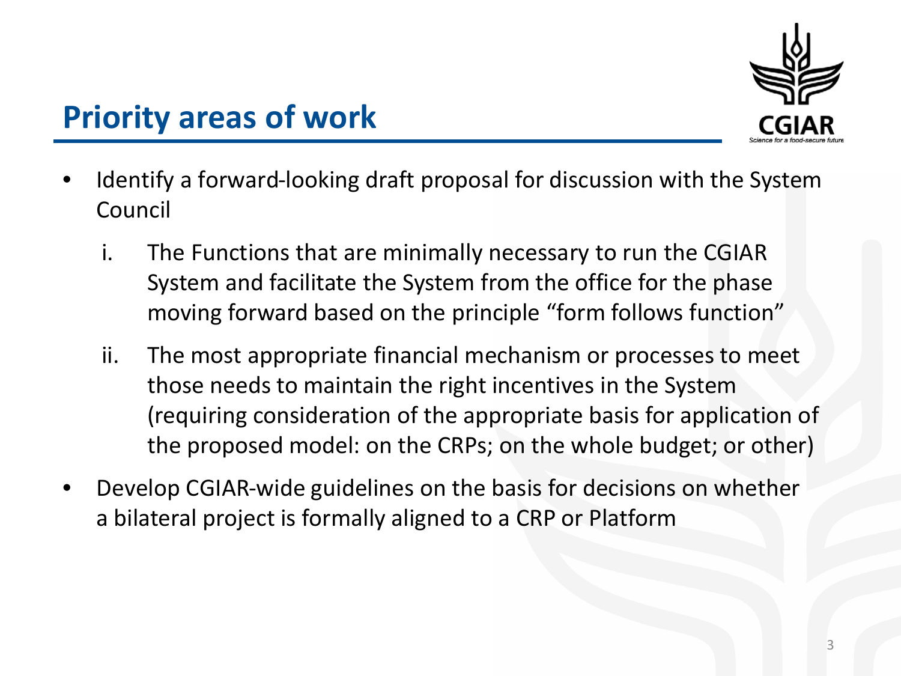# Priority areas of work

- Identify a forward-looking draft proposal for discussion with the System Council
  1. The Functions that are minimally necessary to run the CGIAR System and facilitate the System from the office for the phase moving forward based on the principle "form follows function"
  2. The most appropriate financial mechanism or processes to meet those needs to maintain the right incentives in the System (requiring consideration of the appropriate basis for application of the proposed model: on the CRPs; on the whole budget; or other)
- Develop CGIAR-wide guidelines on the basis for decisions on whether a bilateral project is formally aligned to a CRP or Platform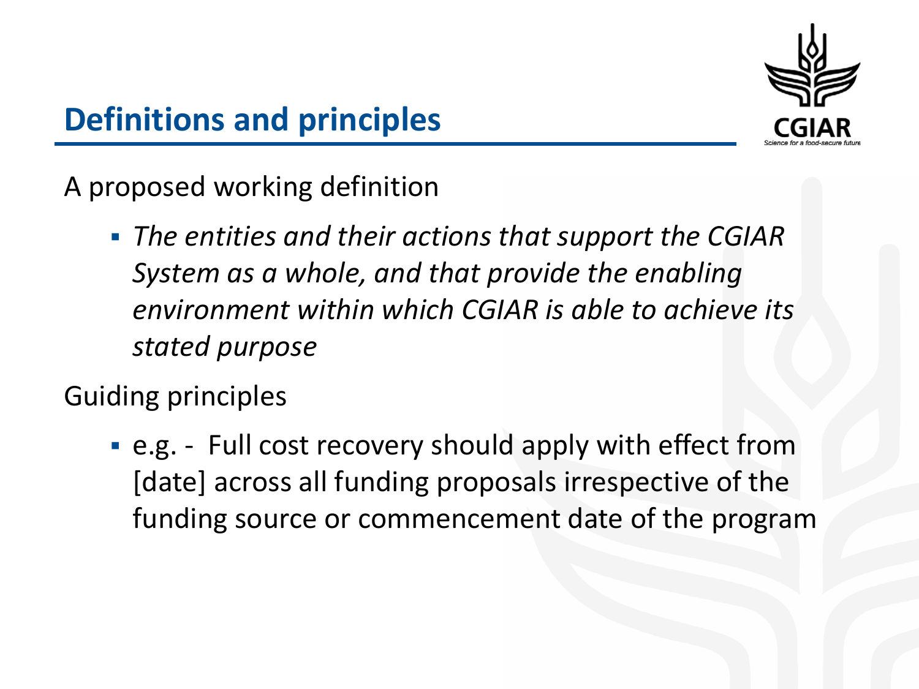# Definitions and principles

A proposed working definition

- *The entities and their actions that support the CGIAR System as a whole, and that provide the enabling environment within which CGIAR is able to achieve its stated purpose*

Guiding principles

- e.g. - Full cost recovery should apply with effect from [date] across all funding proposals irrespective of the funding source or commencement date of the program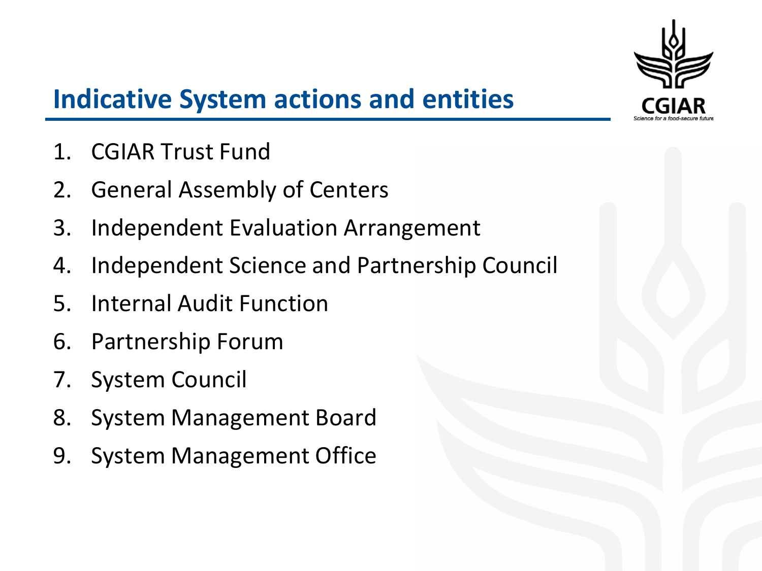# Indicative System actions and entities

1. CGIAR Trust Fund
2. General Assembly of Centers
3. Independent Evaluation Arrangement
4. Independent Science and Partnership Council
5. Internal Audit Function
6. Partnership Forum
7. System Council
8. System Management Board
9. System Management Office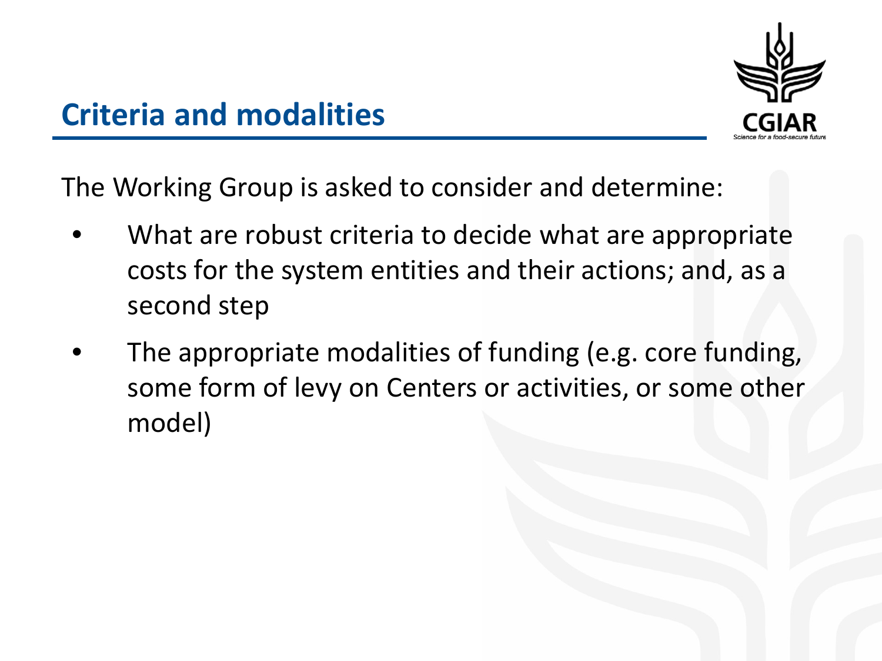# Criteria and modalities

The Working Group is asked to consider and determine:

- What are robust criteria to decide what are appropriate costs for the system entities and their actions; and, as a second step
- The appropriate modalities of funding (e.g. core funding, some form of levy on Centers or activities, or some other model)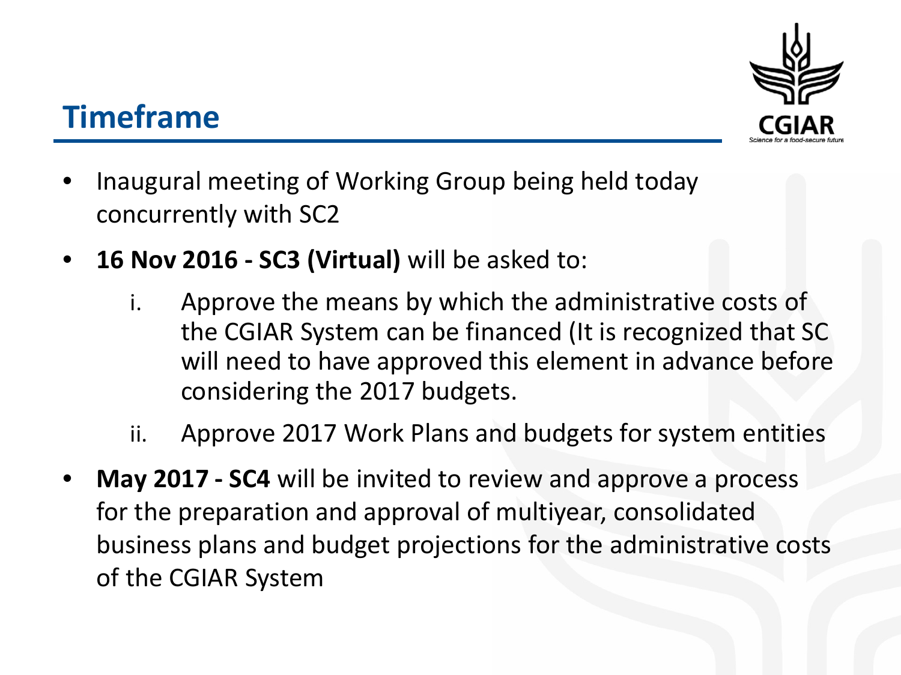## Timeframe

- Inaugural meeting of Working Group being held today concurrently with SC2
- **16 Nov 2016 - SC3 (Virtual)** will be asked to:
  1. Approve the means by which the administrative costs of the CGIAR System can be financed (It is recognized that SC will need to have approved this element in advance before considering the 2017 budgets.
  2. Approve 2017 Work Plans and budgets for system entities
- **May 2017 - SC4** will be invited to review and approve a process for the preparation and approval of multiyear, consolidated business plans and budget projections for the administrative costs of the CGIAR System